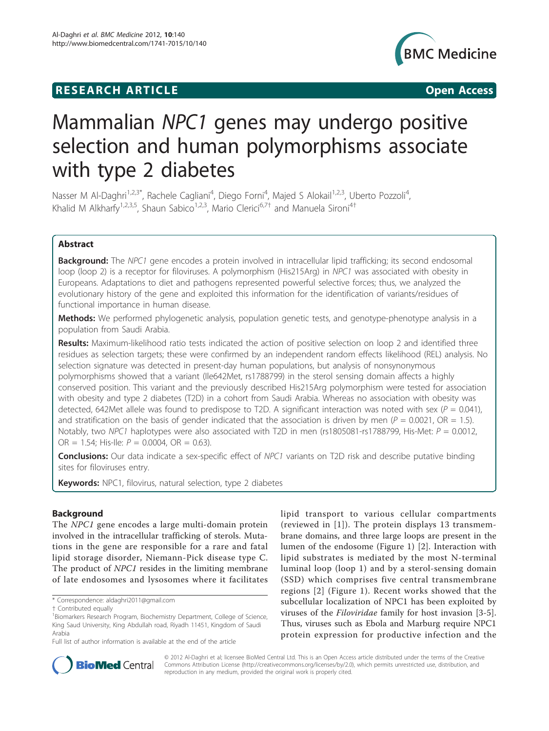**RESEARCH ARTICLE** **Open Access**

# Mammalian *NPC1* genes may undergo positive selection and human polymorphisms associate with type 2 diabetes

Nasser M Al-Daghri[1,2,3*], Rachele Cagliani[4], Diego Forni[4], Majed S Alokail[1,2,3], Uberto Pozzoli[4], Khalid M Alkharfy[1,2,3,5], Shaun Sabico[1,2,3], Mario Clerici[6,7†] and Manuela Sironi[4†]

## Abstract

**Background:** The *NPC1* gene encodes a protein involved in intracellular lipid trafficking; its second endosomal loop (loop 2) is a receptor for filoviruses. A polymorphism (His215Arg) in *NPC1* was associated with obesity in Europeans. Adaptations to diet and pathogens represented powerful selective forces; thus, we analyzed the evolutionary history of the gene and exploited this information for the identification of variants/residues of functional importance in human disease.

**Methods:** We performed phylogenetic analysis, population genetic tests, and genotype-phenotype analysis in a population from Saudi Arabia.

**Results:** Maximum-likelihood ratio tests indicated the action of positive selection on loop 2 and identified three residues as selection targets; these were confirmed by an independent random effects likelihood (REL) analysis. No selection signature was detected in present-day human populations, but analysis of nonsynonymous polymorphisms showed that a variant (Ile642Met, rs1788799) in the sterol sensing domain affects a highly conserved position. This variant and the previously described His215Arg polymorphism were tested for association with obesity and type 2 diabetes (T2D) in a cohort from Saudi Arabia. Whereas no association with obesity was detected, 642Met allele was found to predispose to T2D. A significant interaction was noted with sex ($P = 0.041$), and stratification on the basis of gender indicated that the association is driven by men ($P = 0.0021$, OR = 1.5). Notably, two *NPC1* haplotypes were also associated with T2D in men (rs1805081-rs1788799, His-Met: $P = 0.0012$, OR = 1.54; His-Ile: $P = 0.0004$, OR = 0.63).

**Conclusions:** Our data indicate a sex-specific effect of *NPC1* variants on T2D risk and describe putative binding sites for filoviruses entry.

**Keywords:** NPC1, filovirus, natural selection, type 2 diabetes

## Background

The *NPC1* gene encodes a large multi-domain protein involved in the intracellular trafficking of sterols. Mutations in the gene are responsible for a rare and fatal lipid storage disorder, Niemann-Pick disease type C. The product of *NPC1* resides in the limiting membrane of late endosomes and lysosomes where it facilitates lipid transport to various cellular compartments (reviewed in [1]). The protein displays 13 transmembrane domains, and three large loops are present in the lumen of the endosome (Figure 1) [2]. Interaction with lipid substrates is mediated by the most N-terminal luminal loop (loop 1) and by a sterol-sensing domain (SSD) which comprises five central transmembrane regions [2] (Figure 1). Recent works showed that the subcellular localization of NPC1 has been exploited by viruses of the *Filoviridae* family for host invasion [3-5]. Thus, viruses such as Ebola and Marburg require NPC1 protein expression for productive infection and the

\* Correspondence: aldaghri2011@gmail.com
† Contributed equally
[1]Biomarkers Research Program, Biochemistry Department, College of Science, King Saud University, King Abdullah road, Riyadh 11451, Kingdom of Saudi Arabia
Full list of author information is available at the end of the article

© 2012 Al-Daghri et al; licensee BioMed Central Ltd. This is an Open Access article distributed under the terms of the Creative Commons Attribution License (http://creativecommons.org/licenses/by/2.0), which permits unrestricted use, distribution, and reproduction in any medium, provided the original work is properly cited.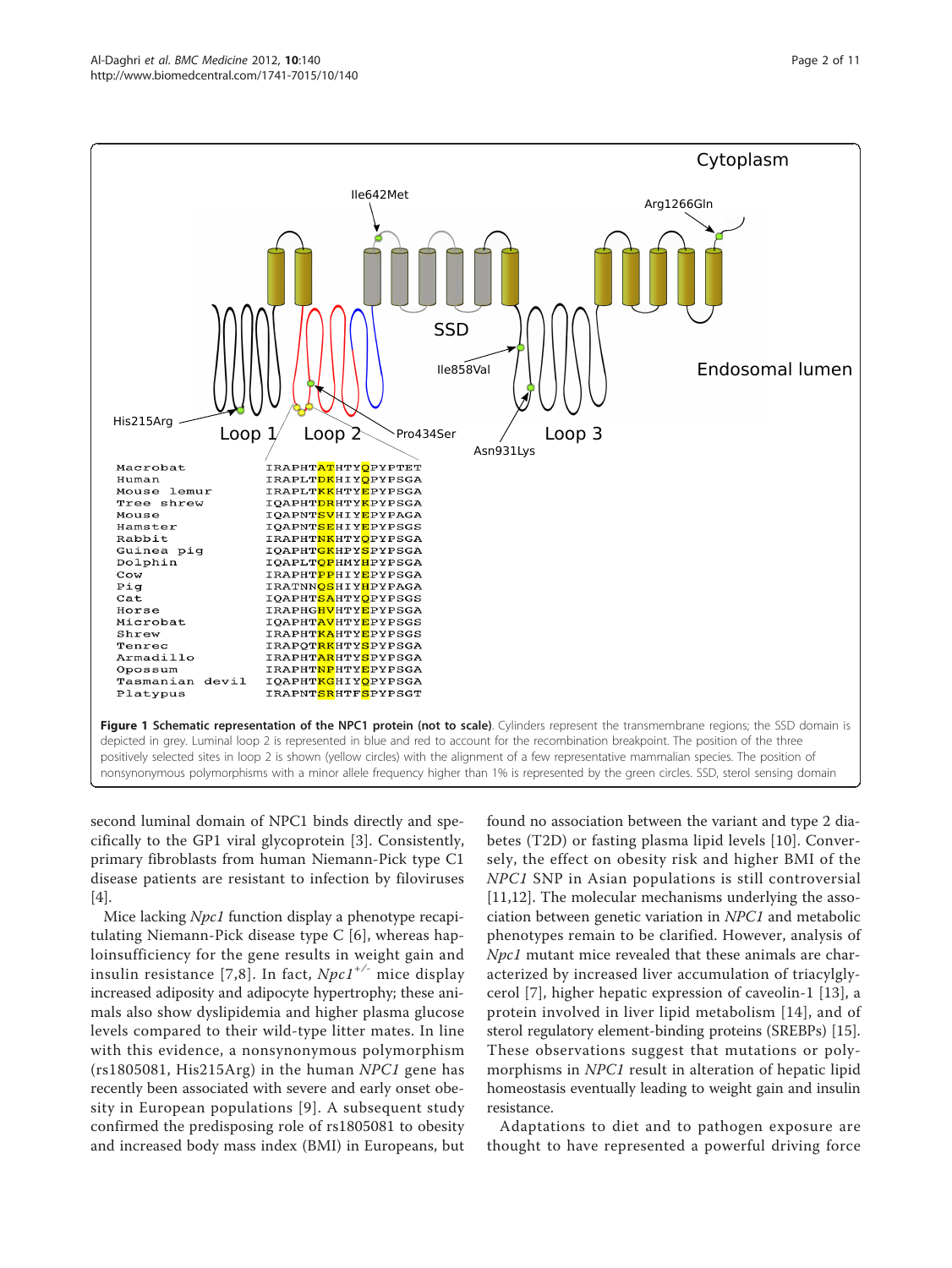**Figure 1 Schematic representation of the NPC1 protein (not to scale)**. Cylinders represent the transmembrane regions; the SSD domain is depicted in grey. Luminal loop 2 is represented in blue and red to account for the recombination breakpoint. The position of the three positively selected sites in loop 2 is shown (yellow circles) with the alignment of a few representative mammalian species. The position of nonsynonymous polymorphisms with a minor allele frequency higher than 1% is represented by the green circles. SSD, sterol sensing domain

second luminal domain of NPC1 binds directly and specifically to the GP1 viral glycoprotein [3]. Consistently, primary fibroblasts from human Niemann-Pick type C1 disease patients are resistant to infection by filoviruses [4].

Mice lacking *Npc1* function display a phenotype recapitulating Niemann-Pick disease type C [6], whereas haploinsufficiency for the gene results in weight gain and insulin resistance [7,8]. In fact, *Npc1*$^{+/-}$ mice display increased adiposity and adipocyte hypertrophy; these animals also show dyslipidemia and higher plasma glucose levels compared to their wild-type litter mates. In line with this evidence, a nonsynonymous polymorphism (rs1805081, His215Arg) in the human *NPC1* gene has recently been associated with severe and early onset obesity in European populations [9]. A subsequent study confirmed the predisposing role of rs1805081 to obesity and increased body mass index (BMI) in Europeans, but found no association between the variant and type 2 diabetes (T2D) or fasting plasma lipid levels [10]. Conversely, the effect on obesity risk and higher BMI of the *NPC1* SNP in Asian populations is still controversial [11,12]. The molecular mechanisms underlying the association between genetic variation in *NPC1* and metabolic phenotypes remain to be clarified. However, analysis of *Npc1* mutant mice revealed that these animals are characterized by increased liver accumulation of triacylglycerol [7], higher hepatic expression of caveolin-1 [13], a protein involved in liver lipid metabolism [14], and of sterol regulatory element-binding proteins (SREBPs) [15]. These observations suggest that mutations or polymorphisms in *NPC1* result in alteration of hepatic lipid homeostasis eventually leading to weight gain and insulin resistance.

Adaptations to diet and to pathogen exposure are thought to have represented a powerful driving force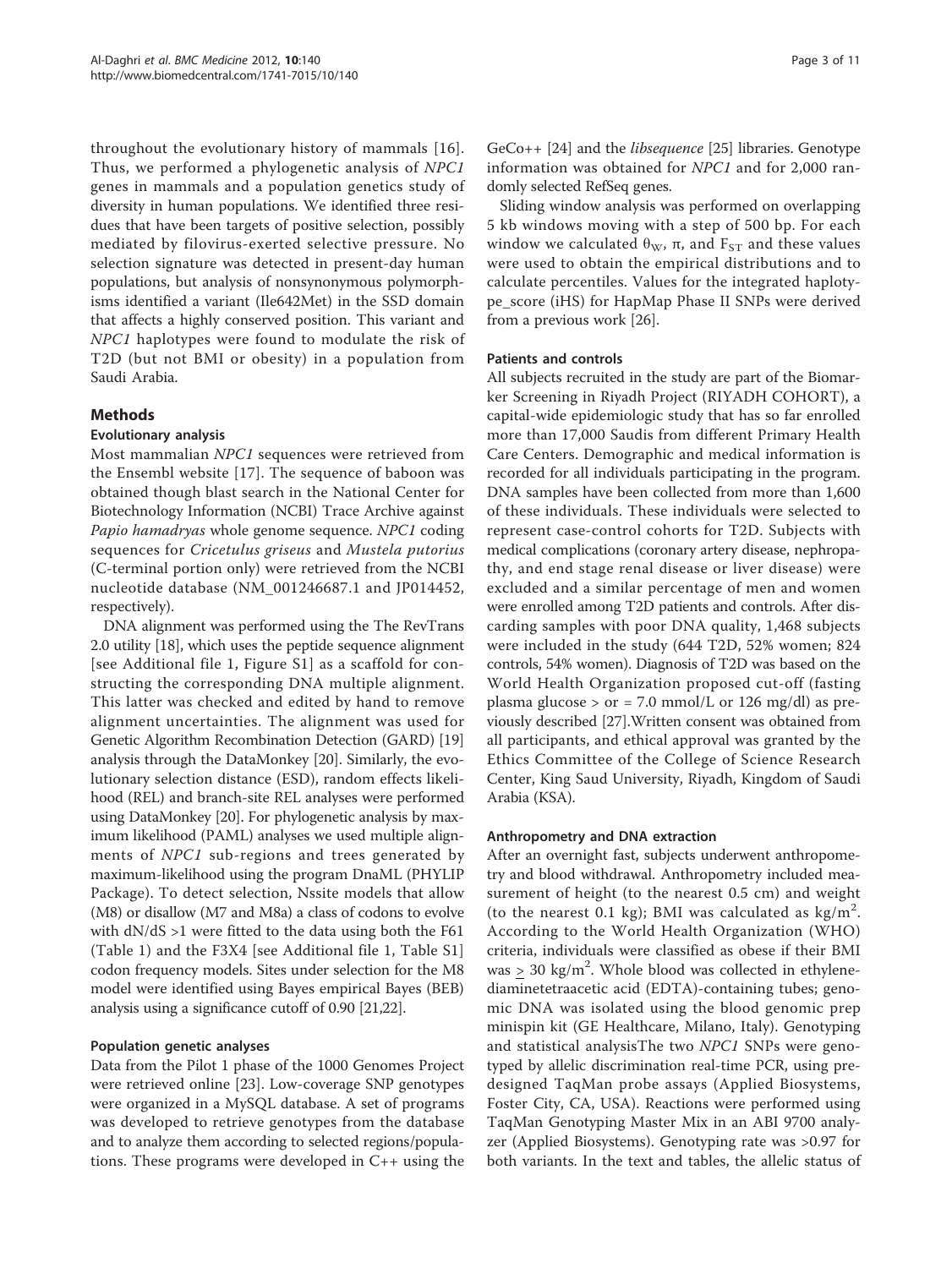throughout the evolutionary history of mammals [16]. Thus, we performed a phylogenetic analysis of *NPC1* genes in mammals and a population genetics study of diversity in human populations. We identified three residues that have been targets of positive selection, possibly mediated by filovirus-exerted selective pressure. No selection signature was detected in present-day human populations, but analysis of nonsynonymous polymorphisms identified a variant (Ile642Met) in the SSD domain that affects a highly conserved position. This variant and *NPC1* haplotypes were found to modulate the risk of T2D (but not BMI or obesity) in a population from Saudi Arabia.

## Methods

### Evolutionary analysis

Most mammalian *NPC1* sequences were retrieved from the Ensembl website [17]. The sequence of baboon was obtained though blast search in the National Center for Biotechnology Information (NCBI) Trace Archive against *Papio hamadryas* whole genome sequence. *NPC1* coding sequences for *Cricetulus griseus* and *Mustela putorius* (C-terminal portion only) were retrieved from the NCBI nucleotide database (NM_001246687.1 and JP014452, respectively).

DNA alignment was performed using the The RevTrans 2.0 utility [18], which uses the peptide sequence alignment [see Additional file 1, Figure S1] as a scaffold for constructing the corresponding DNA multiple alignment. This latter was checked and edited by hand to remove alignment uncertainties. The alignment was used for Genetic Algorithm Recombination Detection (GARD) [19] analysis through the DataMonkey [20]. Similarly, the evolutionary selection distance (ESD), random effects likelihood (REL) and branch-site REL analyses were performed using DataMonkey [20]. For phylogenetic analysis by maximum likelihood (PAML) analyses we used multiple alignments of *NPC1* sub-regions and trees generated by maximum-likelihood using the program DnaML (PHYLIP Package). To detect selection, Nssite models that allow (M8) or disallow (M7 and M8a) a class of codons to evolve with dN/dS >1 were fitted to the data using both the F61 (Table 1) and the F3X4 [see Additional file 1, Table S1] codon frequency models. Sites under selection for the M8 model were identified using Bayes empirical Bayes (BEB) analysis using a significance cutoff of 0.90 [21,22].

### Population genetic analyses

Data from the Pilot 1 phase of the 1000 Genomes Project were retrieved online [23]. Low-coverage SNP genotypes were organized in a MySQL database. A set of programs was developed to retrieve genotypes from the database and to analyze them according to selected regions/populations. These programs were developed in C++ using the GeCo++ [24] and the *libsequence* [25] libraries. Genotype information was obtained for *NPC1* and for 2,000 randomly selected RefSeq genes.

Sliding window analysis was performed on overlapping 5 kb windows moving with a step of 500 bp. For each window we calculated $\theta_W$, $\pi$, and $F_{ST}$ and these values were used to obtain the empirical distributions and to calculate percentiles. Values for the integrated haplotype_score (iHS) for HapMap Phase II SNPs were derived from a previous work [26].

### Patients and controls

All subjects recruited in the study are part of the Biomarker Screening in Riyadh Project (RIYADH COHORT), a capital-wide epidemiologic study that has so far enrolled more than 17,000 Saudis from different Primary Health Care Centers. Demographic and medical information is recorded for all individuals participating in the program. DNA samples have been collected from more than 1,600 of these individuals. These individuals were selected to represent case-control cohorts for T2D. Subjects with medical complications (coronary artery disease, nephropathy, and end stage renal disease or liver disease) were excluded and a similar percentage of men and women were enrolled among T2D patients and controls. After discarding samples with poor DNA quality, 1,468 subjects were included in the study (644 T2D, 52% women; 824 controls, 54% women). Diagnosis of T2D was based on the World Health Organization proposed cut-off (fasting plasma glucose > or = 7.0 mmol/L or 126 mg/dl) as previously described [27].Written consent was obtained from all participants, and ethical approval was granted by the Ethics Committee of the College of Science Research Center, King Saud University, Riyadh, Kingdom of Saudi Arabia (KSA).

### Anthropometry and DNA extraction

After an overnight fast, subjects underwent anthropometry and blood withdrawal. Anthropometry included measurement of height (to the nearest 0.5 cm) and weight (to the nearest 0.1 kg); BMI was calculated as $kg/m^2$. According to the World Health Organization (WHO) criteria, individuals were classified as obese if their BMI was $\geq$ 30 $kg/m^2$. Whole blood was collected in ethylenediaminetetraacetic acid (EDTA)-containing tubes; genomic DNA was isolated using the blood genomic prep minispin kit (GE Healthcare, Milano, Italy). Genotyping and statistical analysisThe two *NPC1* SNPs were genotyped by allelic discrimination real-time PCR, using predesigned TaqMan probe assays (Applied Biosystems, Foster City, CA, USA). Reactions were performed using TaqMan Genotyping Master Mix in an ABI 9700 analyzer (Applied Biosystems). Genotyping rate was >0.97 for both variants. In the text and tables, the allelic status of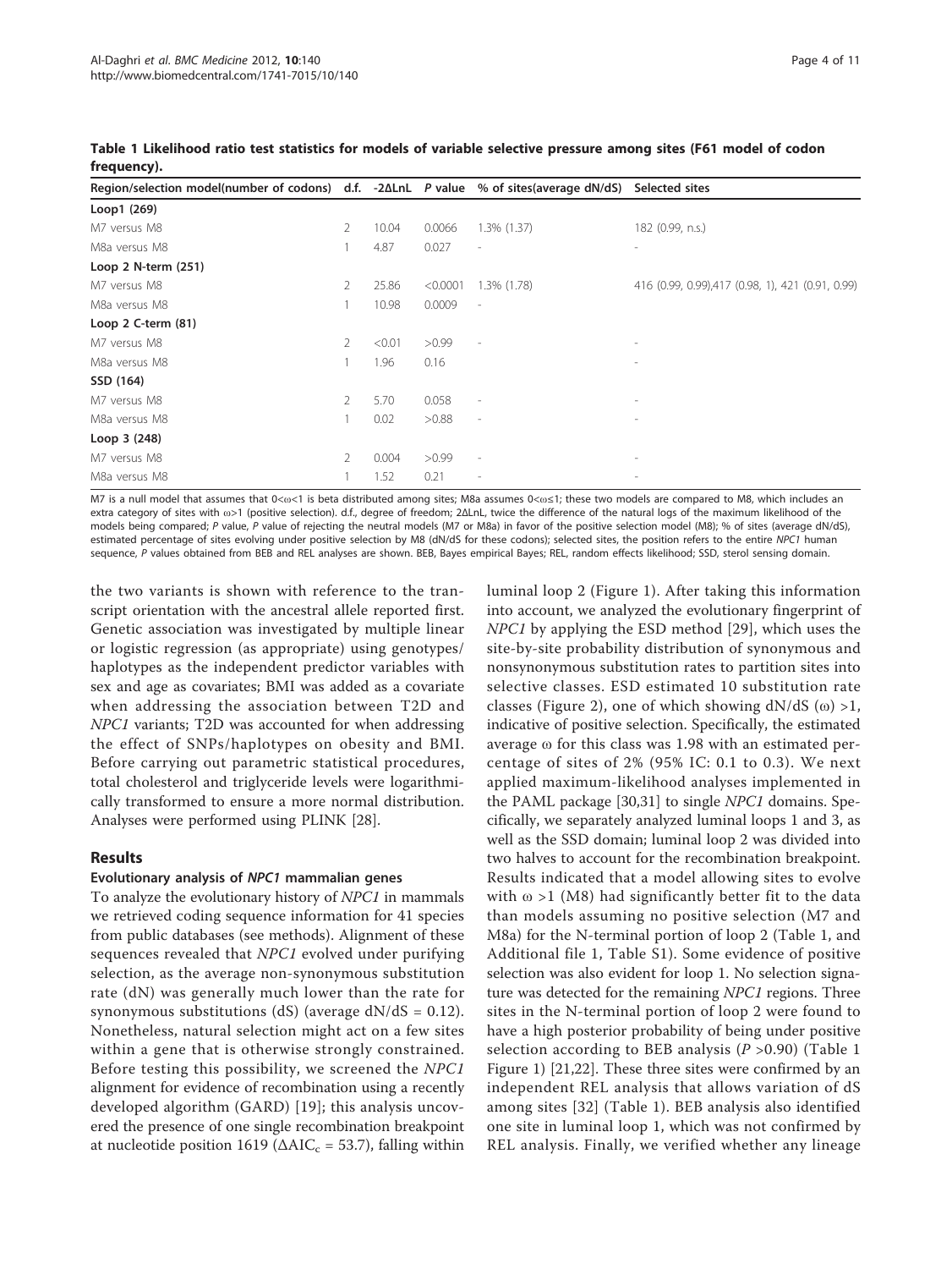**Table 1 Likelihood ratio test statistics for models of variable selective pressure among sites (F61 model of codon frequency).**

| Region/selection model(number of codons) | d.f. | -2ΔLnL | *P* value | % of sites(average dN/dS) | Selected sites |
|---|---|---|---|---|---|
| **Loop1 (269)** | | | | | |
| M7 versus M8 | 2 | 10.04 | 0.0066 | 1.3% (1.37) | 182 (0.99, n.s.) |
| M8a versus M8 | 1 | 4.87 | 0.027 | - | - |
| **Loop 2 N-term (251)** | | | | | |
| M7 versus M8 | 2 | 25.86 | <0.0001 | 1.3% (1.78) | 416 (0.99, 0.99),417 (0.98, 1), 421 (0.91, 0.99) |
| M8a versus M8 | 1 | 10.98 | 0.0009 | - | |
| **Loop 2 C-term (81)** | | | | | |
| M7 versus M8 | 2 | <0.01 | >0.99 | - | - |
| M8a versus M8 | 1 | 1.96 | 0.16 | | - |
| **SSD (164)** | | | | | |
| M7 versus M8 | 2 | 5.70 | 0.058 | - | - |
| M8a versus M8 | 1 | 0.02 | >0.88 | - | - |
| **Loop 3 (248)** | | | | | |
| M7 versus M8 | 2 | 0.004 | >0.99 | - | - |
| M8a versus M8 | 1 | 1.52 | 0.21 | - | - |

M7 is a null model that assumes that 0<ω<1 is beta distributed among sites; M8a assumes 0<ω≤1; these two models are compared to M8, which includes an extra category of sites with ω>1 (positive selection). d.f., degree of freedom; 2ΔLnL, twice the difference of the natural logs of the maximum likelihood of the models being compared; *P* value, *P* value of rejecting the neutral models (M7 or M8a) in favor of the positive selection model (M8); % of sites (average dN/dS), estimated percentage of sites evolving under positive selection by M8 (dN/dS for these codons); selected sites, the position refers to the entire *NPC1* human sequence, *P* values obtained from BEB and REL analyses are shown. BEB, Bayes empirical Bayes; REL, random effects likelihood; SSD, sterol sensing domain.

the two variants is shown with reference to the transcript orientation with the ancestral allele reported first. Genetic association was investigated by multiple linear or logistic regression (as appropriate) using genotypes/haplotypes as the independent predictor variables with sex and age as covariates; BMI was added as a covariate when addressing the association between T2D and *NPC1* variants; T2D was accounted for when addressing the effect of SNPs/haplotypes on obesity and BMI. Before carrying out parametric statistical procedures, total cholesterol and triglyceride levels were logarithmically transformed to ensure a more normal distribution. Analyses were performed using PLINK [28].

## Results

### Evolutionary analysis of *NPC1* mammalian genes

To analyze the evolutionary history of *NPC1* in mammals we retrieved coding sequence information for 41 species from public databases (see methods). Alignment of these sequences revealed that *NPC1* evolved under purifying selection, as the average non-synonymous substitution rate (dN) was generally much lower than the rate for synonymous substitutions (dS) (average dN/dS = 0.12). Nonetheless, natural selection might act on a few sites within a gene that is otherwise strongly constrained. Before testing this possibility, we screened the *NPC1* alignment for evidence of recombination using a recently developed algorithm (GARD) [19]; this analysis uncovered the presence of one single recombination breakpoint at nucleotide position 1619 ($\Delta AIC_c = 53.7$), falling within luminal loop 2 (Figure 1). After taking this information into account, we analyzed the evolutionary fingerprint of *NPC1* by applying the ESD method [29], which uses the site-by-site probability distribution of synonymous and nonsynonymous substitution rates to partition sites into selective classes. ESD estimated 10 substitution rate classes (Figure 2), one of which showing dN/dS (ω) >1, indicative of positive selection. Specifically, the estimated average ω for this class was 1.98 with an estimated percentage of sites of 2% (95% IC: 0.1 to 0.3). We next applied maximum-likelihood analyses implemented in the PAML package [30,31] to single *NPC1* domains. Specifically, we separately analyzed luminal loops 1 and 3, as well as the SSD domain; luminal loop 2 was divided into two halves to account for the recombination breakpoint. Results indicated that a model allowing sites to evolve with ω >1 (M8) had significantly better fit to the data than models assuming no positive selection (M7 and M8a) for the N-terminal portion of loop 2 (Table 1, and Additional file 1, Table S1). Some evidence of positive selection was also evident for loop 1. No selection signature was detected for the remaining *NPC1* regions. Three sites in the N-terminal portion of loop 2 were found to have a high posterior probability of being under positive selection according to BEB analysis ($P$ >0.90) (Table 1 Figure 1) [21,22]. These three sites were confirmed by an independent REL analysis that allows variation of dS among sites [32] (Table 1). BEB analysis also identified one site in luminal loop 1, which was not confirmed by REL analysis. Finally, we verified whether any lineage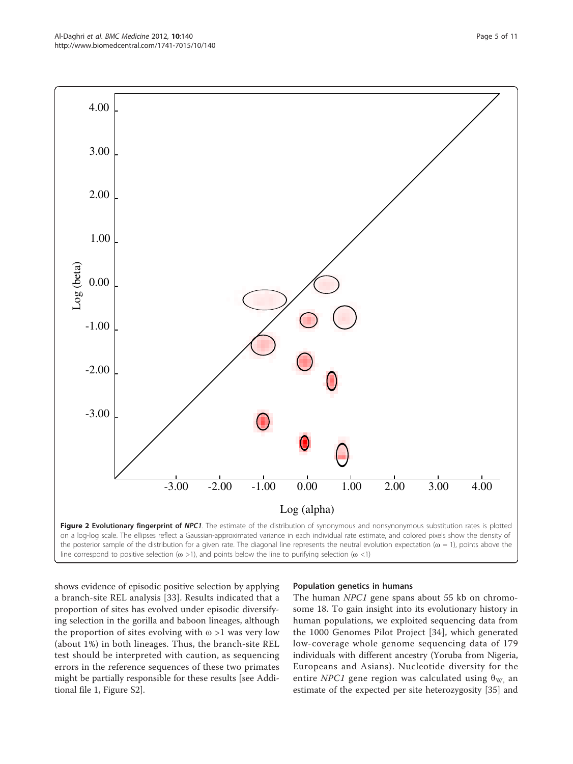Figure 2 **Evolutionary fingerprint of *NPC1***. The estimate of the distribution of synonymous and nonsynonymous substitution rates is plotted on a log-log scale. The ellipses reflect a Gaussian-approximated variance in each individual rate estimate, and colored pixels show the density of the posterior sample of the distribution for a given rate. The diagonal line represents the neutral evolution expectation ($\omega = 1$), points above the line correspond to positive selection ($\omega > 1$), and points below the line to purifying selection ($\omega < 1$)

shows evidence of episodic positive selection by applying a branch-site REL analysis [33]. Results indicated that a proportion of sites has evolved under episodic diversifying selection in the gorilla and baboon lineages, although the proportion of sites evolving with $\omega > 1$ was very low (about 1%) in both lineages. Thus, the branch-site REL test should be interpreted with caution, as sequencing errors in the reference sequences of these two primates might be partially responsible for these results [see Additional file 1, Figure S2].

### Population genetics in humans

The human *NPC1* gene spans about 55 kb on chromosome 18. To gain insight into its evolutionary history in human populations, we exploited sequencing data from the 1000 Genomes Pilot Project [34], which generated low-coverage whole genome sequencing data of 179 individuals with different ancestry (Yoruba from Nigeria, Europeans and Asians). Nucleotide diversity for the entire *NPC1* gene region was calculated using $\theta_W$, an estimate of the expected per site heterozygosity [35] and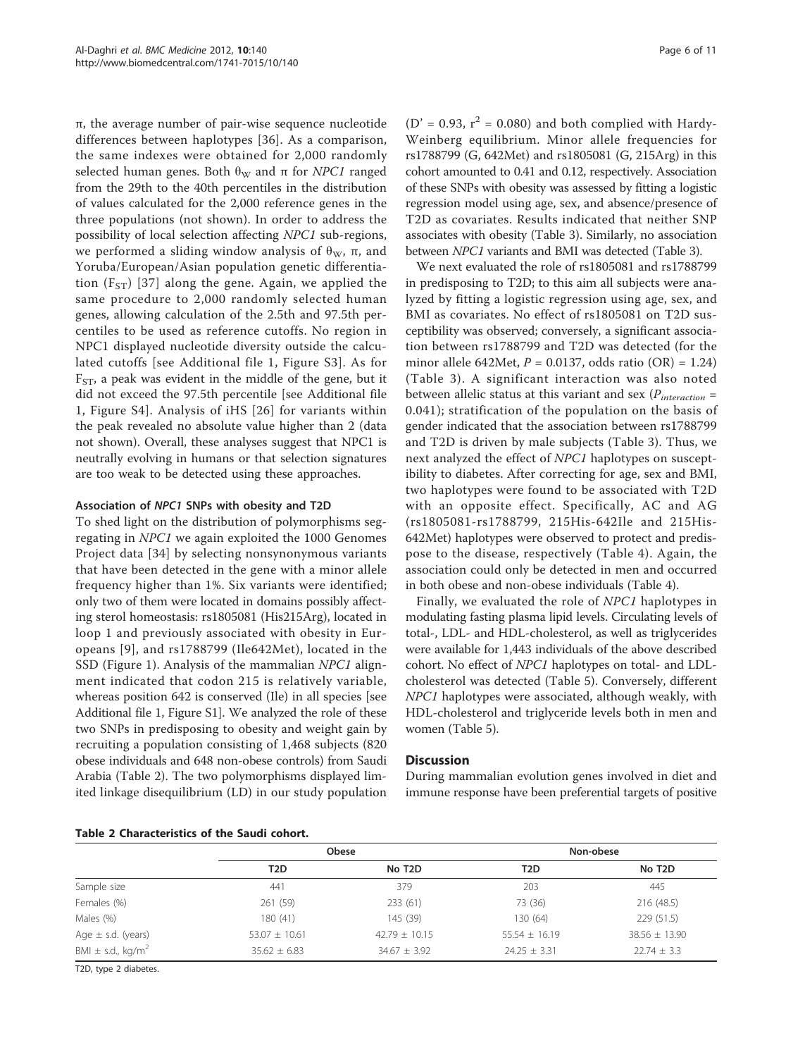π, the average number of pair-wise sequence nucleotide differences between haplotypes [36]. As a comparison, the same indexes were obtained for 2,000 randomly selected human genes. Both $\theta_W$ and π for *NPC1* ranged from the 29th to the 40th percentiles in the distribution of values calculated for the 2,000 reference genes in the three populations (not shown). In order to address the possibility of local selection affecting *NPC1* sub-regions, we performed a sliding window analysis of $\theta_W$, π, and Yoruba/European/Asian population genetic differentiation ($F_{ST}$) [37] along the gene. Again, we applied the same procedure to 2,000 randomly selected human genes, allowing calculation of the 2.5th and 97.5th percentiles to be used as reference cutoffs. No region in NPC1 displayed nucleotide diversity outside the calculated cutoffs [see Additional file 1, Figure S3]. As for $F_{ST}$, a peak was evident in the middle of the gene, but it did not exceed the 97.5th percentile [see Additional file 1, Figure S4]. Analysis of iHS [26] for variants within the peak revealed no absolute value higher than 2 (data not shown). Overall, these analyses suggest that NPC1 is neutrally evolving in humans or that selection signatures are too weak to be detected using these approaches.

### Association of *NPC1* SNPs with obesity and T2D

To shed light on the distribution of polymorphisms segregating in *NPC1* we again exploited the 1000 Genomes Project data [34] by selecting nonsynonymous variants that have been detected in the gene with a minor allele frequency higher than 1%. Six variants were identified; only two of them were located in domains possibly affecting sterol homeostasis: rs1805081 (His215Arg), located in loop 1 and previously associated with obesity in Europeans [9], and rs1788799 (Ile642Met), located in the SSD (Figure 1). Analysis of the mammalian *NPC1* alignment indicated that codon 215 is relatively variable, whereas position 642 is conserved (Ile) in all species [see Additional file 1, Figure S1]. We analyzed the role of these two SNPs in predisposing to obesity and weight gain by recruiting a population consisting of 1,468 subjects (820 obese individuals and 648 non-obese controls) from Saudi Arabia (Table 2). The two polymorphisms displayed limited linkage disequilibrium (LD) in our study population ($D' = 0.93$, $r^2 = 0.080$) and both complied with Hardy-Weinberg equilibrium. Minor allele frequencies for rs1788799 (G, 642Met) and rs1805081 (G, 215Arg) in this cohort amounted to 0.41 and 0.12, respectively. Association of these SNPs with obesity was assessed by fitting a logistic regression model using age, sex, and absence/presence of T2D as covariates. Results indicated that neither SNP associates with obesity (Table 3). Similarly, no association between *NPC1* variants and BMI was detected (Table 3).

We next evaluated the role of rs1805081 and rs1788799 in predisposing to T2D; to this aim all subjects were analyzed by fitting a logistic regression using age, sex, and BMI as covariates. No effect of rs1805081 on T2D susceptibility was observed; conversely, a significant association between rs1788799 and T2D was detected (for the minor allele 642Met, $P = 0.0137$, odds ratio (OR) = 1.24) (Table 3). A significant interaction was also noted between allelic status at this variant and sex ($P_{interaction} = 0.041$); stratification of the population on the basis of gender indicated that the association between rs1788799 and T2D is driven by male subjects (Table 3). Thus, we next analyzed the effect of *NPC1* haplotypes on susceptibility to diabetes. After correcting for age, sex and BMI, two haplotypes were found to be associated with T2D with an opposite effect. Specifically, AC and AG (rs1805081-rs1788799, 215His-642Ile and 215His-642Met) haplotypes were observed to protect and predispose to the disease, respectively (Table 4). Again, the association could only be detected in men and occurred in both obese and non-obese individuals (Table 4).

Finally, we evaluated the role of *NPC1* haplotypes in modulating fasting plasma lipid levels. Circulating levels of total-, LDL- and HDL-cholesterol, as well as triglycerides were available for 1,443 individuals of the above described cohort. No effect of *NPC1* haplotypes on total- and LDL-cholesterol was detected (Table 5). Conversely, different *NPC1* haplotypes were associated, although weakly, with HDL-cholesterol and triglyceride levels both in men and women (Table 5).

## Discussion

During mammalian evolution genes involved in diet and immune response have been preferential targets of positive

**Table 2 Characteristics of the Saudi cohort.**

| | Obese | | Non-obese | |
|---|---|---|---|---|
| | T2D | No T2D | T2D | No T2D |
| Sample size | 441 | 379 | 203 | 445 |
| Females (%) | 261 (59) | 233 (61) | 73 (36) | 216 (48.5) |
| Males (%) | 180 (41) | 145 (39) | 130 (64) | 229 (51.5) |
| Age ± s.d. (years) | 53.07 ± 10.61 | 42.79 ± 10.15 | 55.54 ± 16.19 | 38.56 ± 13.90 |
| BMI ± s.d., kg/m$^2$ | 35.62 ± 6.83 | 34.67 ± 3.92 | 24.25 ± 3.31 | 22.74 ± 3.3 |

T2D, type 2 diabetes.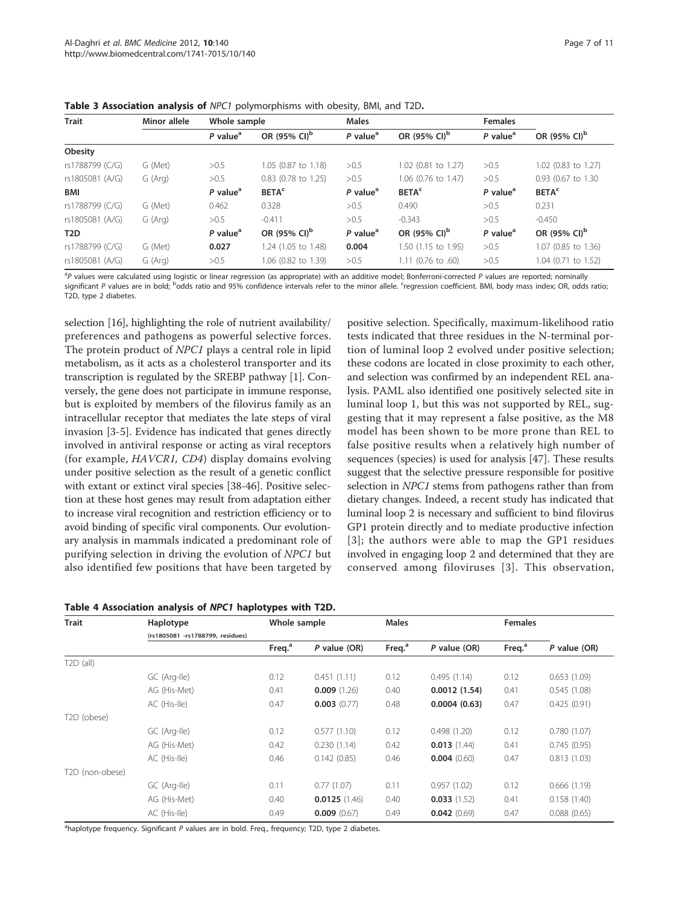**Table 3 Association analysis of *NPC1* polymorphisms with obesity, BMI, and T2D.**

| Trait | Minor allele | Whole sample | | Males | | Females | |
|---|---|---|---|---|---|---|---|
| | | *P* value[a] | OR (95% CI)[b] | *P* value[a] | OR (95% CI)[b] | *P* value[a] | OR (95% CI)[b] |
| **Obesity** | | | | | | | |
| rs1788799 (C/G) | G (Met) | >0.5 | 1.05 (0.87 to 1.18) | >0.5 | 1.02 (0.81 to 1.27) | >0.5 | 1.02 (0.83 to 1.27) |
| rs1805081 (A/G) | G (Arg) | >0.5 | 0.83 (0.78 to 1.25) | >0.5 | 1.06 (0.76 to 1.47) | >0.5 | 0.93 (0.67 to 1.30 |
| **BMI** | | *P* value[a] | **BETA**[c] | *P* value[a] | **BETA**[c] | *P* value[a] | **BETA**[c] |
| rs1788799 (C/G) | G (Met) | 0.462 | 0.328 | >0.5 | 0.490 | >0.5 | 0.231 |
| rs1805081 (A/G) | G (Arg) | >0.5 | -0.411 | >0.5 | -0.343 | >0.5 | -0.450 |
| **T2D** | | *P* value[a] | OR (95% CI)[b] | *P* value[a] | OR (95% CI)[b] | *P* value[a] | OR (95% CI)[b] |
| rs1788799 (C/G) | G (Met) | **0.027** | 1.24 (1.05 to 1.48) | **0.004** | 1.50 (1.15 to 1.95) | >0.5 | 1.07 (0.85 to 1.36) |
| rs1805081 (A/G) | G (Arg) | >0.5 | 1.06 (0.82 to 1.39) | >0.5 | 1.11 (0.76 to .60) | >0.5 | 1.04 (0.71 to 1.52) |

[a]*P* values were calculated using logistic or linear regression (as appropriate) with an additive model; Bonferroni-corrected *P* values are reported; nominally significant *P* values are in bold; [b]odds ratio and 95% confidence intervals refer to the minor allele. [c]regression coefficient. BMI, body mass index; OR, odds ratio; T2D, type 2 diabetes.

selection [16], highlighting the role of nutrient availability/preferences and pathogens as powerful selective forces. The protein product of *NPC1* plays a central role in lipid metabolism, as it acts as a cholesterol transporter and its transcription is regulated by the SREBP pathway [1]. Conversely, the gene does not participate in immune response, but is exploited by members of the filovirus family as an intracellular receptor that mediates the late steps of viral invasion [3-5]. Evidence has indicated that genes directly involved in antiviral response or acting as viral receptors (for example, *HAVCR1*, *CD4*) display domains evolving under positive selection as the result of a genetic conflict with extant or extinct viral species [38-46]. Positive selection at these host genes may result from adaptation either to increase viral recognition and restriction efficiency or to avoid binding of specific viral components. Our evolutionary analysis in mammals indicated a predominant role of purifying selection in driving the evolution of *NPC1* but also identified few positions that have been targeted by positive selection. Specifically, maximum-likelihood ratio tests indicated that three residues in the N-terminal portion of luminal loop 2 evolved under positive selection; these codons are located in close proximity to each other, and selection was confirmed by an independent REL analysis. PAML also identified one positively selected site in luminal loop 1, but this was not supported by REL, suggesting that it may represent a false positive, as the M8 model has been shown to be more prone than REL to false positive results when a relatively high number of sequences (species) is used for analysis [47]. These results suggest that the selective pressure responsible for positive selection in *NPC1* stems from pathogens rather than from dietary changes. Indeed, a recent study has indicated that luminal loop 2 is necessary and sufficient to bind filovirus GP1 protein directly and to mediate productive infection [3]; the authors were able to map the GP1 residues involved in engaging loop 2 and determined that they are conserved among filoviruses [3]. This observation,

**Table 4 Association analysis of *NPC1* haplotypes with T2D.**

| Trait | Haplotype (rs1805081 -rs1788799, residues) | Whole sample | | Males | | Females | |
|---|---|---|---|---|---|---|---|
| | | Freq.[a] | *P* value (OR) | Freq.[a] | *P* value (OR) | Freq.[a] | *P* value (OR) |
| T2D (all) | | | | | | | |
| | GC (Arg-Ile) | 0.12 | 0.451 (1.11) | 0.12 | 0.495 (1.14) | 0.12 | 0.653 (1.09) |
| | AG (His-Met) | 0.41 | **0.009** (1.26) | 0.40 | **0.0012 (1.54)** | 0.41 | 0.545 (1.08) |
| | AC (His-Ile) | 0.47 | **0.003** (0.77) | 0.48 | **0.0004 (0.63)** | 0.47 | 0.425 (0.91) |
| T2D (obese) | | | | | | | |
| | GC (Arg-Ile) | 0.12 | 0.577 (1.10) | 0.12 | 0.498 (1.20) | 0.12 | 0.780 (1.07) |
| | AG (His-Met) | 0.42 | 0.230 (1.14) | 0.42 | **0.013** (1.44) | 0.41 | 0.745 (0.95) |
| | AC (His-Ile) | 0.46 | 0.142 (0.85) | 0.46 | **0.004** (0.60) | 0.47 | 0.813 (1.03) |
| T2D (non-obese) | | | | | | | |
| | GC (Arg-Ile) | 0.11 | 0.77 (1.07) | 0.11 | 0.957 (1.02) | 0.12 | 0.666 (1.19) |
| | AG (His-Met) | 0.40 | **0.0125** (1.46) | 0.40 | **0.033** (1.52) | 0.41 | 0.158 (1.40) |
| | AC (His-Ile) | 0.49 | **0.009** (0.67) | 0.49 | **0.042** (0.69) | 0.47 | 0.088 (0.65) |

[a]haplotype frequency. Significant *P* values are in bold. Freq., frequency; T2D, type 2 diabetes.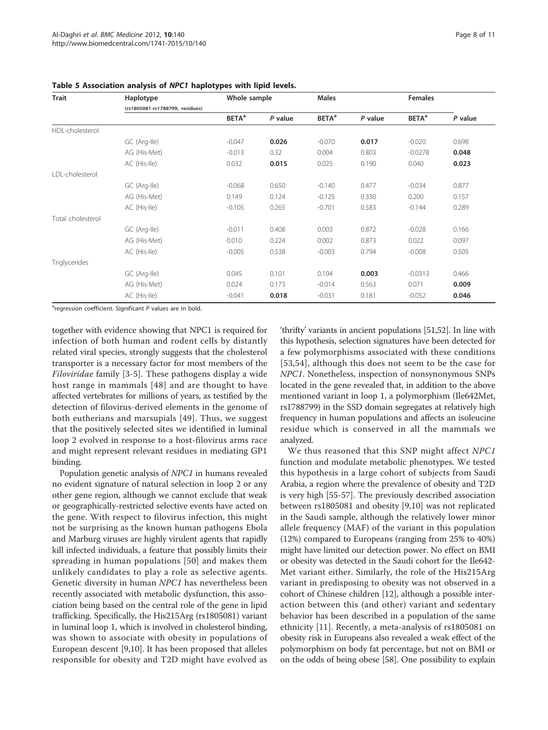**Table 5 Association analysis of *NPC1* haplotypes with lipid levels.**

| Trait | Haplotype (rs1805081-rs1788799, residues) | Whole sample | | Males | | Females | |
|---|---|---|---|---|---|---|---|
| | | BETA[a] | *P* value | BETA[a] | *P* value | BETA[a] | *P* value |
| HDL-cholesterol | | | | | | | |
| | GC (Arg-Ile) | -0.047 | **0.026** | -0.070 | **0.017** | -0.020 | 0.698 |
| | AG (His-Met) | -0.013 | 0.32 | 0.004 | 0.803 | -0.0278 | **0.048** |
| | AC (His-Ile) | 0.032 | **0.015** | 0.025 | 0.190 | 0.040 | **0.023** |
| LDL-cholesterol | | | | | | | |
| | GC (Arg-Ile) | -0.068 | 0.650 | -0.140 | 0.477 | -0.034 | 0.877 |
| | AG (His-Met) | 0.149 | 0.124 | -0.125 | 0.330 | 0.200 | 0.157 |
| | AC (His-Ile) | -0.105 | 0.265 | -0.701 | 0.583 | -0.144 | 0.289 |
| Total cholesterol | | | | | | | |
| | GC (Arg-Ile) | -0.011 | 0.408 | 0.003 | 0.872 | -0.028 | 0.166 |
| | AG (His-Met) | 0.010 | 0.224 | 0.002 | 0.873 | 0.022 | 0.097 |
| | AC (His-Ile) | -0.005 | 0.538 | -0.003 | 0.794 | -0.008 | 0.505 |
| Triglycerides | | | | | | | |
| | GC (Arg-Ile) | 0.045 | 0.101 | 0.104 | **0.003** | -0.0313 | 0.466 |
| | AG (His-Met) | 0.024 | 0.173 | -0.014 | 0.563 | 0.071 | **0.009** |
| | AC (His-Ile) | -0.041 | **0.018** | -0.031 | 0.181 | -0.052 | **0.046** |

[a]regression coefficient. Significant *P* values are in bold.

together with evidence showing that NPC1 is required for infection of both human and rodent cells by distantly related viral species, strongly suggests that the cholesterol transporter is a necessary factor for most members of the *Filoviridae* family [3-5]. These pathogens display a wide host range in mammals [48] and are thought to have affected vertebrates for millions of years, as testified by the detection of filovirus-derived elements in the genome of both eutherians and marsupials [49]. Thus, we suggest that the positively selected sites we identified in luminal loop 2 evolved in response to a host-filovirus arms race and might represent relevant residues in mediating GP1 binding.

Population genetic analysis of *NPC1* in humans revealed no evident signature of natural selection in loop 2 or any other gene region, although we cannot exclude that weak or geographically-restricted selective events have acted on the gene. With respect to filovirus infection, this might not be surprising as the known human pathogens Ebola and Marburg viruses are highly virulent agents that rapidly kill infected individuals, a feature that possibly limits their spreading in human populations [50] and makes them unlikely candidates to play a role as selective agents. Genetic diversity in human *NPC1* has nevertheless been recently associated with metabolic dysfunction, this association being based on the central role of the gene in lipid trafficking. Specifically, the His215Arg (rs1805081) variant in luminal loop 1, which is involved in cholesterol binding, was shown to associate with obesity in populations of European descent [9,10]. It has been proposed that alleles responsible for obesity and T2D might have evolved as 'thrifty' variants in ancient populations [51,52]. In line with this hypothesis, selection signatures have been detected for a few polymorphisms associated with these conditions [53,54], although this does not seem to be the case for *NPC1*. Nonetheless, inspection of nonsynonymous SNPs located in the gene revealed that, in addition to the above mentioned variant in loop 1, a polymorphism (Ile642Met, rs1788799) in the SSD domain segregates at relatively high frequency in human populations and affects an isoleucine residue which is conserved in all the mammals we analyzed.

We thus reasoned that this SNP might affect *NPC1* function and modulate metabolic phenotypes. We tested this hypothesis in a large cohort of subjects from Saudi Arabia, a region where the prevalence of obesity and T2D is very high [55-57]. The previously described association between rs1805081 and obesity [9,10] was not replicated in the Saudi sample, although the relatively lower minor allele frequency (MAF) of the variant in this population (12%) compared to Europeans (ranging from 25% to 40%) might have limited our detection power. No effect on BMI or obesity was detected in the Saudi cohort for the Ile642-Met variant either. Similarly, the role of the His215Arg variant in predisposing to obesity was not observed in a cohort of Chinese children [12], although a possible interaction between this (and other) variant and sedentary behavior has been described in a population of the same ethnicity [11]. Recently, a meta-analysis of rs1805081 on obesity risk in Europeans also revealed a weak effect of the polymorphism on body fat percentage, but not on BMI or on the odds of being obese [58]. One possibility to explain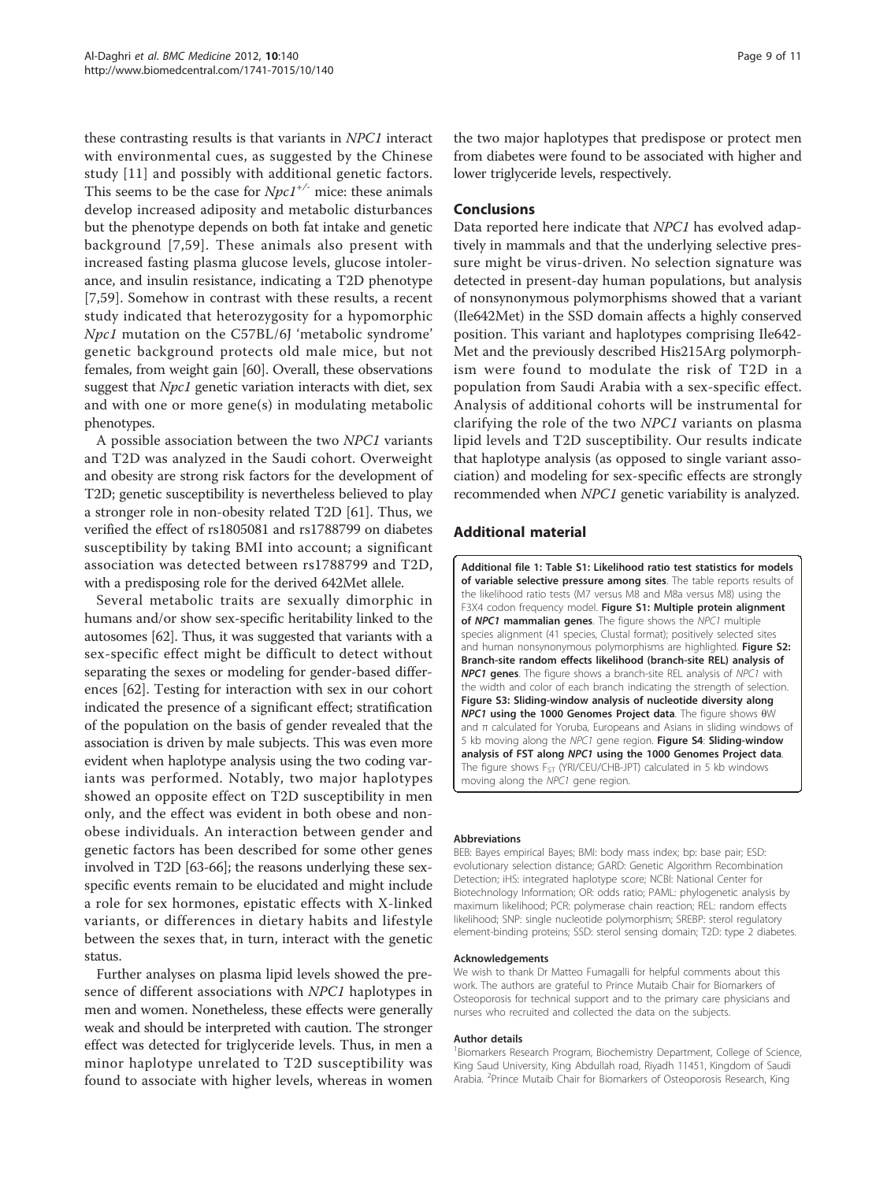these contrasting results is that variants in *NPC1* interact with environmental cues, as suggested by the Chinese study [11] and possibly with additional genetic factors. This seems to be the case for $Npc1^{+/-}$ mice: these animals develop increased adiposity and metabolic disturbances but the phenotype depends on both fat intake and genetic background [7,59]. These animals also present with increased fasting plasma glucose levels, glucose intolerance, and insulin resistance, indicating a T2D phenotype [7,59]. Somehow in contrast with these results, a recent study indicated that heterozygosity for a hypomorphic *Npc1* mutation on the C57BL/6J 'metabolic syndrome' genetic background protects old male mice, but not females, from weight gain [60]. Overall, these observations suggest that *Npc1* genetic variation interacts with diet, sex and with one or more gene(s) in modulating metabolic phenotypes.

A possible association between the two *NPC1* variants and T2D was analyzed in the Saudi cohort. Overweight and obesity are strong risk factors for the development of T2D; genetic susceptibility is nevertheless believed to play a stronger role in non-obesity related T2D [61]. Thus, we verified the effect of rs1805081 and rs1788799 on diabetes susceptibility by taking BMI into account; a significant association was detected between rs1788799 and T2D, with a predisposing role for the derived 642Met allele.

Several metabolic traits are sexually dimorphic in humans and/or show sex-specific heritability linked to the autosomes [62]. Thus, it was suggested that variants with a sex-specific effect might be difficult to detect without separating the sexes or modeling for gender-based differences [62]. Testing for interaction with sex in our cohort indicated the presence of a significant effect; stratification of the population on the basis of gender revealed that the association is driven by male subjects. This was even more evident when haplotype analysis using the two coding variants was performed. Notably, two major haplotypes showed an opposite effect on T2D susceptibility in men only, and the effect was evident in both obese and non-obese individuals. An interaction between gender and genetic factors has been described for some other genes involved in T2D [63-66]; the reasons underlying these sex-specific events remain to be elucidated and might include a role for sex hormones, epistatic effects with X-linked variants, or differences in dietary habits and lifestyle between the sexes that, in turn, interact with the genetic status.

Further analyses on plasma lipid levels showed the presence of different associations with *NPC1* haplotypes in men and women. Nonetheless, these effects were generally weak and should be interpreted with caution. The stronger effect was detected for triglyceride levels. Thus, in men a minor haplotype unrelated to T2D susceptibility was found to associate with higher levels, whereas in women the two major haplotypes that predispose or protect men from diabetes were found to be associated with higher and lower triglyceride levels, respectively.

## Conclusions

Data reported here indicate that *NPC1* has evolved adaptively in mammals and that the underlying selective pressure might be virus-driven. No selection signature was detected in present-day human populations, but analysis of nonsynonymous polymorphisms showed that a variant (Ile642Met) in the SSD domain affects a highly conserved position. This variant and haplotypes comprising Ile642-Met and the previously described His215Arg polymorphism were found to modulate the risk of T2D in a population from Saudi Arabia with a sex-specific effect. Analysis of additional cohorts will be instrumental for clarifying the role of the two *NPC1* variants on plasma lipid levels and T2D susceptibility. Our results indicate that haplotype analysis (as opposed to single variant association) and modeling for sex-specific effects are strongly recommended when *NPC1* genetic variability is analyzed.

## Additional material

**Additional file 1: Table S1: Likelihood ratio test statistics for models of variable selective pressure among sites**. The table reports results of the likelihood ratio tests (M7 versus M8 and M8a versus M8) using the F3X4 codon frequency model. **Figure S1: Multiple protein alignment of *NPC1* mammalian genes**. The figure shows the *NPC1* multiple species alignment (41 species, Clustal format); positively selected sites and human nonsynonymous polymorphisms are highlighted. **Figure S2: Branch-site random effects likelihood (branch-site REL) analysis of *NPC1* genes**. The figure shows a branch-site REL analysis of *NPC1* with the width and color of each branch indicating the strength of selection. **Figure S3: Sliding-window analysis of nucleotide diversity along *NPC1* using the 1000 Genomes Project data**. The figure shows θW and π calculated for Yoruba, Europeans and Asians in sliding windows of 5 kb moving along the *NPC1* gene region. **Figure S4: Sliding-window analysis of FST along *NPC1* using the 1000 Genomes Project data**. The figure shows $F_{ST}$ (YRI/CEU/CHB-JPT) calculated in 5 kb windows moving along the *NPC1* gene region.

#### Abbreviations

BEB: Bayes empirical Bayes; BMI: body mass index; bp: base pair; ESD: evolutionary selection distance; GARD: Genetic Algorithm Recombination Detection; iHS: integrated haplotype score; NCBI: National Center for Biotechnology Information; OR: odds ratio; PAML: phylogenetic analysis by maximum likelihood; PCR: polymerase chain reaction; REL: random effects likelihood; SNP: single nucleotide polymorphism; SREBP: sterol regulatory element-binding proteins; SSD: sterol sensing domain; T2D: type 2 diabetes.

#### Acknowledgements

We wish to thank Dr Matteo Fumagalli for helpful comments about this work. The authors are grateful to Prince Mutaib Chair for Biomarkers of Osteoporosis for technical support and to the primary care physicians and nurses who recruited and collected the data on the subjects.

#### Author details

[1]Biomarkers Research Program, Biochemistry Department, College of Science, King Saud University, King Abdullah road, Riyadh 11451, Kingdom of Saudi Arabia. [2]Prince Mutaib Chair for Biomarkers of Osteoporosis Research, King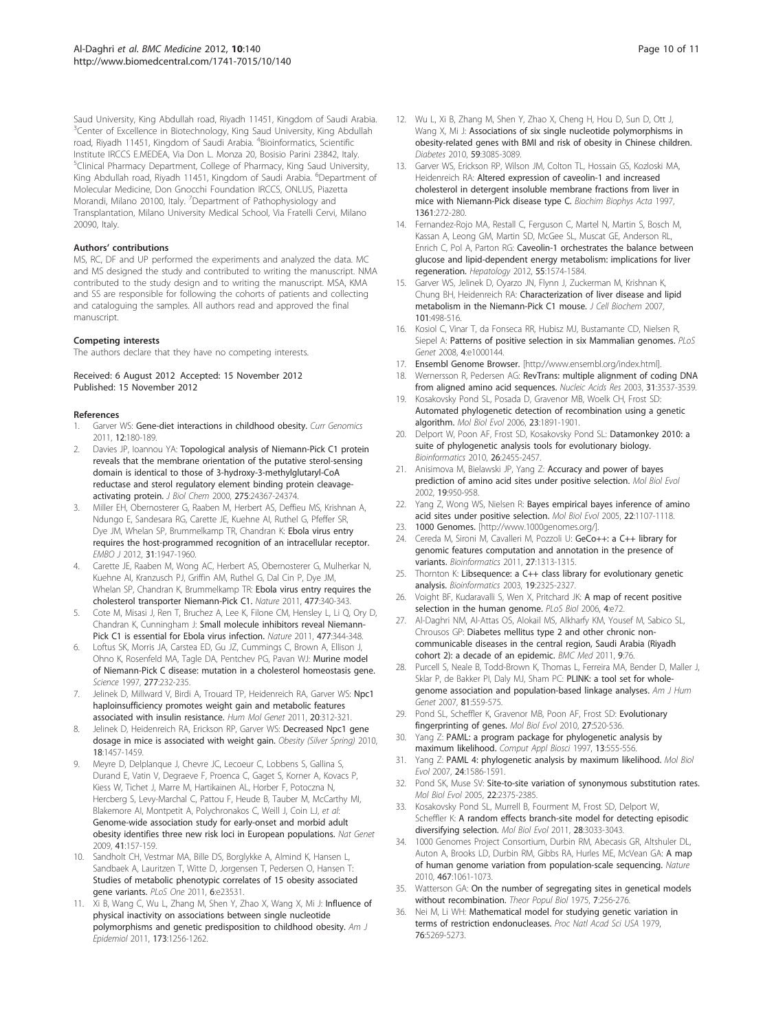Saud University, King Abdullah road, Riyadh 11451, Kingdom of Saudi Arabia. [3]Center of Excellence in Biotechnology, King Saud University, King Abdullah road, Riyadh 11451, Kingdom of Saudi Arabia. [4]Bioinformatics, Scientific Institute IRCCS E.MEDEA, Via Don L. Monza 20, Bosisio Parini 23842, Italy. [5]Clinical Pharmacy Department, College of Pharmacy, King Saud University, King Abdullah road, Riyadh 11451, Kingdom of Saudi Arabia. [6]Department of Molecular Medicine, Don Gnocchi Foundation IRCCS, ONLUS, Piazzetta Morandi, Milano 20100, Italy. [7]Department of Pathophysiology and Transplantation, Milano University Medical School, Via Fratelli Cervi, Milano 20090, Italy.

#### Authors' contributions

MS, RC, DF and UP performed the experiments and analyzed the data. MC and MS designed the study and contributed to writing the manuscript. NMA contributed to the study design and to writing the manuscript. MSA, KMA and SS are responsible for following the cohorts of patients and collecting and cataloguing the samples. All authors read and approved the final manuscript.

#### Competing interests

The authors declare that they have no competing interests.

Received: 6 August 2012 Accepted: 15 November 2012
Published: 15 November 2012

#### References

1. Garver WS: **Gene-diet interactions in childhood obesity.** *Curr Genomics* 2011, **12**:180-189.
2. Davies JP, Ioannou YA: **Topological analysis of Niemann-Pick C1 protein reveals that the membrane orientation of the putative sterol-sensing domain is identical to those of 3-hydroxy-3-methylglutaryl-CoA reductase and sterol regulatory element binding protein cleavage-activating protein.** *J Biol Chem* 2000, **275**:24367-24374.
3. Miller EH, Obernosterer G, Raaben M, Herbert AS, Deffieu MS, Krishnan A, Ndungo E, Sandesara RG, Carette JE, Kuehne AI, Ruthel G, Pfeffer SR, Dye JM, Whelan SP, Brummelkamp TR, Chandran K: **Ebola virus entry requires the host-programmed recognition of an intracellular receptor.** *EMBO J* 2012, **31**:1947-1960.
4. Carette JE, Raaben M, Wong AC, Herbert AS, Obernosterer G, Mulherkar N, Kuehne AI, Kranzusch PJ, Griffin AM, Ruthel G, Dal Cin P, Dye JM, Whelan SP, Chandran K, Brummelkamp TR: **Ebola virus entry requires the cholesterol transporter Niemann-Pick C1.** *Nature* 2011, **477**:340-343.
5. Cote M, Misasi J, Ren T, Bruchez A, Lee K, Filone CM, Hensley L, Li Q, Ory D, Chandran K, Cunningham J: **Small molecule inhibitors reveal Niemann-Pick C1 is essential for Ebola virus infection.** *Nature* 2011, **477**:344-348.
6. Loftus SK, Morris JA, Carstea ED, Gu JZ, Cummings C, Brown A, Ellison J, Ohno K, Rosenfeld MA, Tagle DA, Pentchev PG, Pavan WJ: **Murine model of Niemann-Pick C disease: mutation in a cholesterol homeostasis gene.** *Science* 1997, **277**:232-235.
7. Jelinek D, Millward V, Birdi A, Trouard TP, Heidenreich RA, Garver WS: **Npc1 haploinsufficiency promotes weight gain and metabolic features associated with insulin resistance.** *Hum Mol Genet* 2011, **20**:312-321.
8. Jelinek D, Heidenreich RA, Erickson RP, Garver WS: **Decreased Npc1 gene dosage in mice is associated with weight gain.** *Obesity (Silver Spring)* 2010, **18**:1457-1459.
9. Meyre D, Delplanque J, Chevre JC, Lecoeur C, Lobbens S, Gallina S, Durand E, Vatin V, Degraeve F, Proenca C, Gaget S, Korner A, Kovacs P, Kiess W, Tichet J, Marre M, Hartikainen AL, Horber F, Potoczna N, Hercberg S, Levy-Marchal C, Pattou F, Heude B, Tauber M, McCarthy MI, Blakemore AI, Montpetit A, Polychronakos C, Weill J, Coin LJ, *et al*: **Genome-wide association study for early-onset and morbid adult obesity identifies three new risk loci in European populations.** *Nat Genet* 2009, **41**:157-159.
10. Sandholt CH, Vestmar MA, Bille DS, Borglykke A, Almind K, Hansen L, Sandbaek A, Lauritzen T, Witte D, Jorgensen T, Pedersen O, Hansen T: **Studies of metabolic phenotypic correlates of 15 obesity associated gene variants.** *PLoS One* 2011, **6**:e23531.
11. Xi B, Wang C, Wu L, Zhang M, Shen Y, Zhao X, Wang X, Mi J: **Influence of physical inactivity on associations between single nucleotide polymorphisms and genetic predisposition to childhood obesity.** *Am J Epidemiol* 2011, **173**:1256-1262.
12. Wu L, Xi B, Zhang M, Shen Y, Zhao X, Cheng H, Hou D, Sun D, Ott J, Wang X, Mi J: **Associations of six single nucleotide polymorphisms in obesity-related genes with BMI and risk of obesity in Chinese children.** *Diabetes* 2010, **59**:3085-3089.
13. Garver WS, Erickson RP, Wilson JM, Colton TL, Hossain GS, Kozloski MA, Heidenreich RA: **Altered expression of caveolin-1 and increased cholesterol in detergent insoluble membrane fractions from liver in mice with Niemann-Pick disease type C.** *Biochim Biophys Acta* 1997, **1361**:272-280.
14. Fernandez-Rojo MA, Restall C, Ferguson C, Martel N, Martin S, Bosch M, Kassan A, Leong GM, Martin SD, McGee SL, Muscat GE, Anderson RL, Enrich C, Pol A, Parton RG: **Caveolin-1 orchestrates the balance between glucose and lipid-dependent energy metabolism: implications for liver regeneration.** *Hepatology* 2012, **55**:1574-1584.
15. Garver WS, Jelinek D, Oyarzo JN, Flynn J, Zuckerman M, Krishnan K, Chung BH, Heidenreich RA: **Characterization of liver disease and lipid metabolism in the Niemann-Pick C1 mouse.** *J Cell Biochem* 2007, **101**:498-516.
16. Kosiol C, Vinar T, da Fonseca RR, Hubisz MJ, Bustamante CD, Nielsen R, Siepel A: **Patterns of positive selection in six Mammalian genomes.** *PLoS Genet* 2008, **4**:e1000144.
17. **Ensembl Genome Browser.** [http://www.ensembl.org/index.html].
18. Wernersson R, Pedersen AG: **RevTrans: multiple alignment of coding DNA from aligned amino acid sequences.** *Nucleic Acids Res* 2003, **31**:3537-3539.
19. Kosakovsky Pond SL, Posada D, Gravenor MB, Woelk CH, Frost SD: **Automated phylogenetic detection of recombination using a genetic algorithm.** *Mol Biol Evol* 2006, **23**:1891-1901.
20. Delport W, Poon AF, Frost SD, Kosakovsky Pond SL: **Datamonkey 2010: a suite of phylogenetic analysis tools for evolutionary biology.** *Bioinformatics* 2010, **26**:2455-2457.
21. Anisimova M, Bielawski JP, Yang Z: **Accuracy and power of bayes prediction of amino acid sites under positive selection.** *Mol Biol Evol* 2002, **19**:950-958.
22. Yang Z, Wong WS, Nielsen R: **Bayes empirical bayes inference of amino acid sites under positive selection.** *Mol Biol Evol* 2005, **22**:1107-1118.
23. **1000 Genomes.** [http://www.1000genomes.org/].
24. Cereda M, Sironi M, Cavalleri M, Pozzoli U: **GeCo++: a C++ library for genomic features computation and annotation in the presence of variants.** *Bioinformatics* 2011, **27**:1313-1315.
25. Thornton K: **Libsequence: a C++ class library for evolutionary genetic analysis.** *Bioinformatics* 2003, **19**:2325-2327.
26. Voight BF, Kudaravalli S, Wen X, Pritchard JK: **A map of recent positive selection in the human genome.** *PLoS Biol* 2006, **4**:e72.
27. Al-Daghri NM, Al-Attas OS, Alokail MS, Alkharfy KM, Yousef M, Sabico SL, Chrousos GP: **Diabetes mellitus type 2 and other chronic non-communicable diseases in the central region, Saudi Arabia (Riyadh cohort 2): a decade of an epidemic.** *BMC Med* 2011, **9**:76.
28. Purcell S, Neale B, Todd-Brown K, Thomas L, Ferreira MA, Bender D, Maller J, Sklar P, de Bakker PI, Daly MJ, Sham PC: **PLINK: a tool set for whole-genome association and population-based linkage analyses.** *Am J Hum Genet* 2007, **81**:559-575.
29. Pond SL, Scheffler K, Gravenor MB, Poon AF, Frost SD: **Evolutionary fingerprinting of genes.** *Mol Biol Evol* 2010, **27**:520-536.
30. Yang Z: **PAML: a program package for phylogenetic analysis by maximum likelihood.** *Comput Appl Biosci* 1997, **13**:555-556.
31. Yang Z: **PAML 4: phylogenetic analysis by maximum likelihood.** *Mol Biol Evol* 2007, **24**:1586-1591.
32. Pond SK, Muse SV: **Site-to-site variation of synonymous substitution rates.** *Mol Biol Evol* 2005, **22**:2375-2385.
33. Kosakovsky Pond SL, Murrell B, Fourment M, Frost SD, Delport W, Scheffler K: **A random effects branch-site model for detecting episodic diversifying selection.** *Mol Biol Evol* 2011, **28**:3033-3043.
34. 1000 Genomes Project Consortium, Durbin RM, Abecasis GR, Altshuler DL, Auton A, Brooks LD, Durbin RM, Gibbs RA, Hurles ME, McVean GA: **A map of human genome variation from population-scale sequencing.** *Nature* 2010, **467**:1061-1073.
35. Watterson GA: **On the number of segregating sites in genetical models without recombination.** *Theor Popul Biol* 1975, **7**:256-276.
36. Nei M, Li WH: **Mathematical model for studying genetic variation in terms of restriction endonucleases.** *Proc Natl Acad Sci USA* 1979, **76**:5269-5273.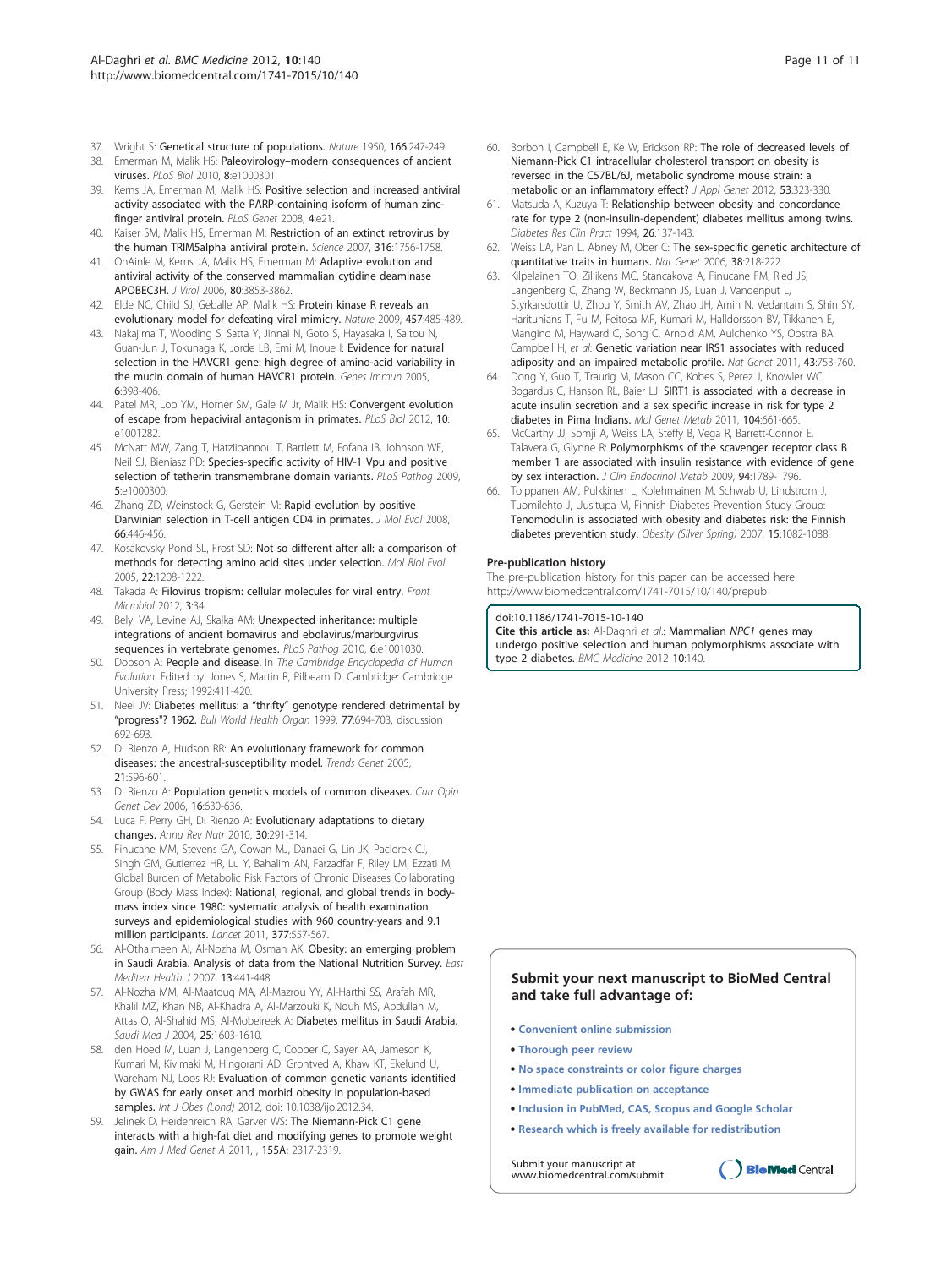37. Wright S: Genetical structure of populations. *Nature* 1950, **166**:247-249.
38. Emerman M, Malik HS: Paleovirology–modern consequences of ancient viruses. *PLoS Biol* 2010, **8**:e1000301.
39. Kerns JA, Emerman M, Malik HS: Positive selection and increased antiviral activity associated with the PARP-containing isoform of human zinc-finger antiviral protein. *PLoS Genet* 2008, **4**:e21.
40. Kaiser SM, Malik HS, Emerman M: Restriction of an extinct retrovirus by the human TRIM5alpha antiviral protein. *Science* 2007, **316**:1756-1758.
41. OhAinle M, Kerns JA, Malik HS, Emerman M: Adaptive evolution and antiviral activity of the conserved mammalian cytidine deaminase APOBEC3H. *J Virol* 2006, **80**:3853-3862.
42. Elde NC, Child SJ, Geballe AP, Malik HS: Protein kinase R reveals an evolutionary model for defeating viral mimicry. *Nature* 2009, **457**:485-489.
43. Nakajima T, Wooding S, Satta Y, Jinnai N, Goto S, Hayasaka I, Saitou N, Guan-Jun J, Tokunaga K, Jorde LB, Emi M, Inoue I: Evidence for natural selection in the HAVCR1 gene: high degree of amino-acid variability in the mucin domain of human HAVCR1 protein. *Genes Immun* 2005, **6**:398-406.
44. Patel MR, Loo YM, Horner SM, Gale M Jr, Malik HS: Convergent evolution of escape from hepaciviral antagonism in primates. *PLoS Biol* 2012, **10**: e1001282.
45. McNatt MW, Zang T, Hatziioannou T, Bartlett M, Fofana IB, Johnson WE, Neil SJ, Bieniasz PD: Species-specific activity of HIV-1 Vpu and positive selection of tetherin transmembrane domain variants. *PLoS Pathog* 2009, **5**:e1000300.
46. Zhang ZD, Weinstock G, Gerstein M: Rapid evolution by positive Darwinian selection in T-cell antigen CD4 in primates. *J Mol Evol* 2008, **66**:446-456.
47. Kosakovsky Pond SL, Frost SD: Not so different after all: a comparison of methods for detecting amino acid sites under selection. *Mol Biol Evol* 2005, **22**:1208-1222.
48. Takada A: Filovirus tropism: cellular molecules for viral entry. *Front Microbiol* 2012, **3**:34.
49. Belyi VA, Levine AJ, Skalka AM: Unexpected inheritance: multiple integrations of ancient bornavirus and ebolavirus/marburgvirus sequences in vertebrate genomes. *PLoS Pathog* 2010, **6**:e1001030.
50. Dobson A: People and disease. In *The Cambridge Encyclopedia of Human Evolution.* Edited by: Jones S, Martin R, Pilbeam D. Cambridge: Cambridge University Press; 1992:411-420.
51. Neel JV: Diabetes mellitus: a "thrifty" genotype rendered detrimental by "progress"? 1962. *Bull World Health Organ* 1999, **77**:694-703, discussion 692-693.
52. Di Rienzo A, Hudson RR: An evolutionary framework for common diseases: the ancestral-susceptibility model. *Trends Genet* 2005, **21**:596-601.
53. Di Rienzo A: Population genetics models of common diseases. *Curr Opin Genet Dev* 2006, **16**:630-636.
54. Luca F, Perry GH, Di Rienzo A: Evolutionary adaptations to dietary changes. *Annu Rev Nutr* 2010, **30**:291-314.
55. Finucane MM, Stevens GA, Cowan MJ, Danaei G, Lin JK, Paciorek CJ, Singh GM, Gutierrez HR, Lu Y, Bahalim AN, Farzadfar F, Riley LM, Ezzati M, Global Burden of Metabolic Risk Factors of Chronic Diseases Collaborating Group (Body Mass Index): National, regional, and global trends in body-mass index since 1980: systematic analysis of health examination surveys and epidemiological studies with 960 country-years and 9.1 million participants. *Lancet* 2011, **377**:557-567.
56. Al-Othaimeen AI, Al-Nozha M, Osman AK: Obesity: an emerging problem in Saudi Arabia. Analysis of data from the National Nutrition Survey. *East Mediterr Health J* 2007, **13**:441-448.
57. Al-Nozha MM, Al-Maatouq MA, Al-Mazrou YY, Al-Harthi SS, Arafah MR, Khalil MZ, Khan NB, Al-Khadra A, Al-Marzouki K, Nouh MS, Abdullah M, Attas O, Al-Shahid MS, Al-Mobeireek A: Diabetes mellitus in Saudi Arabia. *Saudi Med J* 2004, **25**:1603-1610.
58. den Hoed M, Luan J, Langenberg C, Cooper C, Sayer AA, Jameson K, Kumari M, Kivimaki M, Hingorani AD, Grontved A, Khaw KT, Ekelund U, Wareham NJ, Loos RJ: Evaluation of common genetic variants identified by GWAS for early onset and morbid obesity in population-based samples. *Int J Obes (Lond)* 2012, doi: 10.1038/ijo.2012.34.
59. Jelinek D, Heidenreich RA, Garver WS: The Niemann-Pick C1 gene interacts with a high-fat diet and modifying genes to promote weight gain. *Am J Med Genet A* 2011, , **155A**: 2317-2319.
60. Borbon I, Campbell E, Ke W, Erickson RP: The role of decreased levels of Niemann-Pick C1 intracellular cholesterol transport on obesity is reversed in the C57BL/6J, metabolic syndrome mouse strain: a metabolic or an inflammatory effect? *J Appl Genet* 2012, **53**:323-330.
61. Matsuda A, Kuzuya T: Relationship between obesity and concordance rate for type 2 (non-insulin-dependent) diabetes mellitus among twins. *Diabetes Res Clin Pract* 1994, **26**:137-143.
62. Weiss LA, Pan L, Abney M, Ober C: The sex-specific genetic architecture of quantitative traits in humans. *Nat Genet* 2006, **38**:218-222.
63. Kilpelainen TO, Zillikens MC, Stancakova A, Finucane FM, Ried JS, Langenberg C, Zhang W, Beckmann JS, Luan J, Vandenput L, Styrkarsdottir U, Zhou Y, Smith AV, Zhao JH, Amin N, Vedantam S, Shin SY, Haritunians T, Fu M, Feitosa MF, Kumari M, Halldorsson BV, Tikkanen E, Mangino M, Hayward C, Song C, Arnold AM, Aulchenko YS, Oostra BA, Campbell H, *et al*: Genetic variation near IRS1 associates with reduced adiposity and an impaired metabolic profile. *Nat Genet* 2011, **43**:753-760.
64. Dong Y, Guo T, Traurig M, Mason CC, Kobes S, Perez J, Knowler WC, Bogardus C, Hanson RL, Baier LJ: SIRT1 is associated with a decrease in acute insulin secretion and a sex specific increase in risk for type 2 diabetes in Pima Indians. *Mol Genet Metab* 2011, **104**:661-665.
65. McCarthy JJ, Somji A, Weiss LA, Steffy B, Vega R, Barrett-Connor E, Talavera G, Glynne R: Polymorphisms of the scavenger receptor class B member 1 are associated with insulin resistance with evidence of gene by sex interaction. *J Clin Endocrinol Metab* 2009, **94**:1789-1796.
66. Tolppanen AM, Pulkkinen L, Kolehmainen M, Schwab U, Lindstrom J, Tuomilehto J, Uusitupa M, Finnish Diabetes Prevention Study Group: Tenomodulin is associated with obesity and diabetes risk: the Finnish diabetes prevention study. *Obesity (Silver Spring)* 2007, **15**:1082-1088.

### Pre-publication history

The pre-publication history for this paper can be accessed here: http://www.biomedcentral.com/1741-7015/10/140/prepub

doi:10.1186/1741-7015-10-140
**Cite this article as:** Al-Daghri *et al.*: Mammalian *NPC1* genes may undergo positive selection and human polymorphisms associate with type 2 diabetes. *BMC Medicine* 2012 **10**:140.

**Submit your next manuscript to BioMed Central and take full advantage of:**

- **Convenient online submission**
- **Thorough peer review**
- **No space constraints or color figure charges**
- **Immediate publication on acceptance**
- **Inclusion in PubMed, CAS, Scopus and Google Scholar**
- **Research which is freely available for redistribution**

Submit your manuscript at
www.biomedcentral.com/submit

BioMed Central